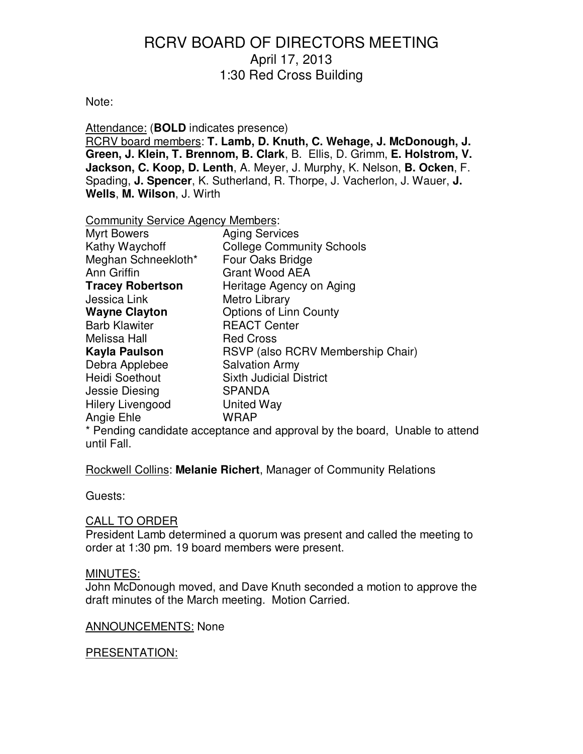# RCRV BOARD OF DIRECTORS MEETING

April 17, 2013

1:30 Red Cross Building

Note:

Attendance: (**BOLD** indicates presence)

RCRV board members: **T. Lamb, D. Knuth, C. Wehage, J. McDonough, J. Green, J. Klein, T. Brennom, B. Clark**, B. Ellis, D. Grimm, **E. Holstrom, V. Jackson, C. Koop, D. Lenth**, A. Meyer, J. Murphy, K. Nelson, **B. Ocken**, F. Spading, **J. Spencer**, K. Sutherland, R. Thorpe, J. Vacherlon, J. Wauer, **J. Wells**, **M. Wilson**, J. Wirth

Community Service Agency Members:

| | |
|---|---|
| Myrt Bowers | Aging Services |
| Kathy Waychoff | College Community Schools |
| Meghan Schneekloth* | Four Oaks Bridge |
| Ann Griffin | Grant Wood AEA |
| **Tracey Robertson** | Heritage Agency on Aging |
| Jessica Link | Metro Library |
| **Wayne Clayton** | Options of Linn County |
| Barb Klawiter | REACT Center |
| Melissa Hall | Red Cross |
| **Kayla Paulson** | RSVP (also RCRV Membership Chair) |
| Debra Applebee | Salvation Army |
| Heidi Soethout | Sixth Judicial District |
| Jessie Diesing | SPANDA |
| Hilery Livengood | United Way |
| Angie Ehle | WRAP |

* Pending candidate acceptance and approval by the board, Unable to attend until Fall.

Rockwell Collins: **Melanie Richert**, Manager of Community Relations

Guests:

CALL TO ORDER

President Lamb determined a quorum was present and called the meeting to order at 1:30 pm. 19 board members were present.

MINUTES:

John McDonough moved, and Dave Knuth seconded a motion to approve the draft minutes of the March meeting. Motion Carried.

ANNOUNCEMENTS: None

PRESENTATION: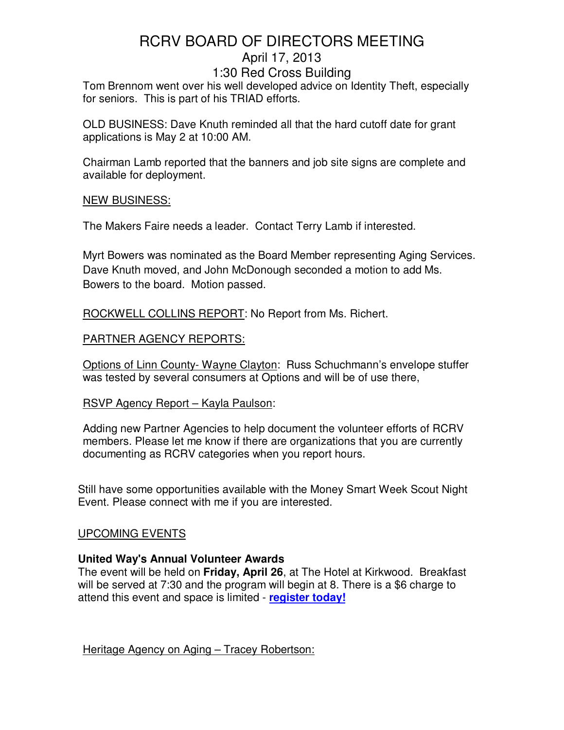# RCRV BOARD OF DIRECTORS MEETING

## April 17, 2013

## 1:30 Red Cross Building

Tom Brennom went over his well developed advice on Identity Theft, especially for seniors. This is part of his TRIAD efforts.

OLD BUSINESS: Dave Knuth reminded all that the hard cutoff date for grant applications is May 2 at 10:00 AM.

Chairman Lamb reported that the banners and job site signs are complete and available for deployment.

NEW BUSINESS:

The Makers Faire needs a leader. Contact Terry Lamb if interested.

Myrt Bowers was nominated as the Board Member representing Aging Services. Dave Knuth moved, and John McDonough seconded a motion to add Ms. Bowers to the board. Motion passed.

ROCKWELL COLLINS REPORT: No Report from Ms. Richert.

PARTNER AGENCY REPORTS:

Options of Linn County- Wayne Clayton: Russ Schuchmann's envelope stuffer was tested by several consumers at Options and will be of use there,

RSVP Agency Report – Kayla Paulson:

Adding new Partner Agencies to help document the volunteer efforts of RCRV members. Please let me know if there are organizations that you are currently documenting as RCRV categories when you report hours.

Still have some opportunities available with the Money Smart Week Scout Night Event. Please connect with me if you are interested.

UPCOMING EVENTS

**United Way's Annual Volunteer Awards**

The event will be held on **Friday, April 26**, at The Hotel at Kirkwood. Breakfast will be served at 7:30 and the program will begin at 8. There is a $6 charge to attend this event and space is limited - **register today!**

Heritage Agency on Aging – Tracey Robertson: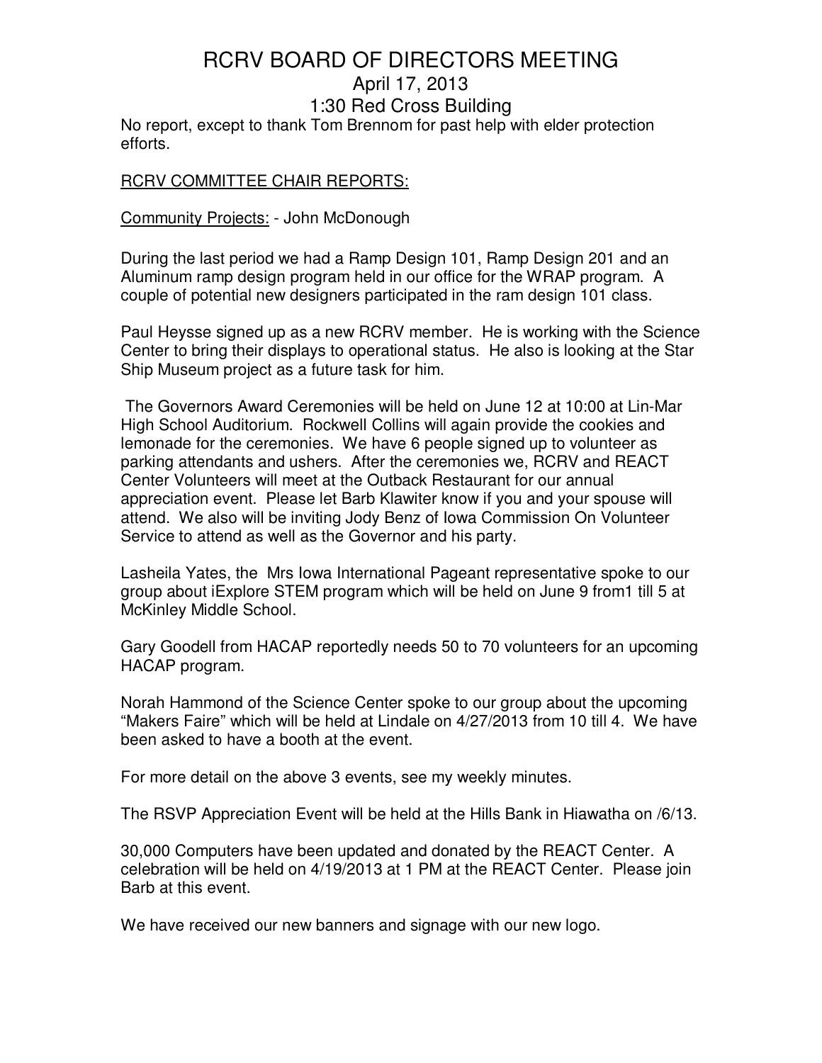No report, except to thank Tom Brennom for past help with elder protection efforts.

RCRV COMMITTEE CHAIR REPORTS:

Community Projects: - John McDonough

During the last period we had a Ramp Design 101, Ramp Design 201 and an Aluminum ramp design program held in our office for the WRAP program. A couple of potential new designers participated in the ram design 101 class.

Paul Heysse signed up as a new RCRV member. He is working with the Science Center to bring their displays to operational status. He also is looking at the Star Ship Museum project as a future task for him.

The Governors Award Ceremonies will be held on June 12 at 10:00 at Lin-Mar High School Auditorium. Rockwell Collins will again provide the cookies and lemonade for the ceremonies. We have 6 people signed up to volunteer as parking attendants and ushers. After the ceremonies we, RCRV and REACT Center Volunteers will meet at the Outback Restaurant for our annual appreciation event. Please let Barb Klawiter know if you and your spouse will attend. We also will be inviting Jody Benz of Iowa Commission On Volunteer Service to attend as well as the Governor and his party.

Lasheila Yates, the Mrs Iowa International Pageant representative spoke to our group about iExplore STEM program which will be held on June 9 from1 till 5 at McKinley Middle School.

Gary Goodell from HACAP reportedly needs 50 to 70 volunteers for an upcoming HACAP program.

Norah Hammond of the Science Center spoke to our group about the upcoming "Makers Faire" which will be held at Lindale on 4/27/2013 from 10 till 4. We have been asked to have a booth at the event.

For more detail on the above 3 events, see my weekly minutes.

The RSVP Appreciation Event will be held at the Hills Bank in Hiawatha on /6/13.

30,000 Computers have been updated and donated by the REACT Center. A celebration will be held on 4/19/2013 at 1 PM at the REACT Center. Please join Barb at this event.

We have received our new banners and signage with our new logo.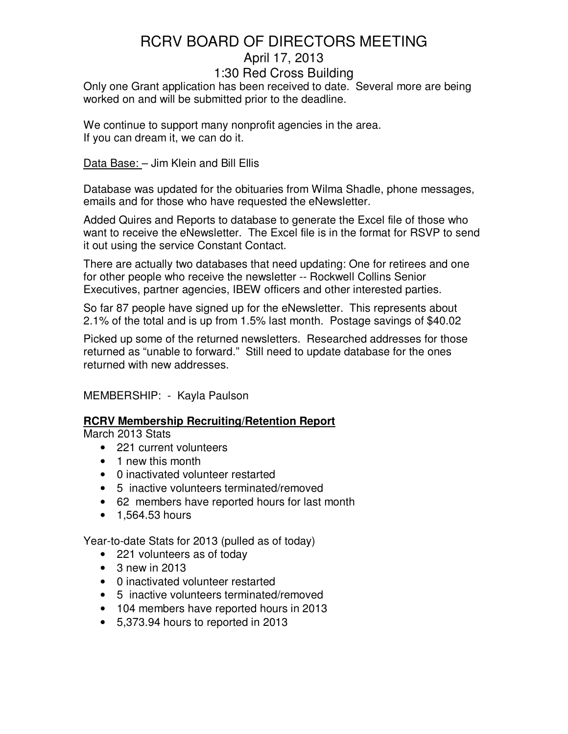# RCRV BOARD OF DIRECTORS MEETING

April 17, 2013

1:30 Red Cross Building

Only one Grant application has been received to date. Several more are being worked on and will be submitted prior to the deadline.

We continue to support many nonprofit agencies in the area.
If you can dream it, we can do it.

Data Base: – Jim Klein and Bill Ellis

Database was updated for the obituaries from Wilma Shadle, phone messages, emails and for those who have requested the eNewsletter.

Added Quires and Reports to database to generate the Excel file of those who want to receive the eNewsletter. The Excel file is in the format for RSVP to send it out using the service Constant Contact.

There are actually two databases that need updating: One for retirees and one for other people who receive the newsletter -- Rockwell Collins Senior Executives, partner agencies, IBEW officers and other interested parties.

So far 87 people have signed up for the eNewsletter. This represents about 2.1% of the total and is up from 1.5% last month. Postage savings of $40.02

Picked up some of the returned newsletters. Researched addresses for those returned as "unable to forward." Still need to update database for the ones returned with new addresses.

MEMBERSHIP: - Kayla Paulson

**RCRV Membership Recruiting/Retention Report**

March 2013 Stats

- 221 current volunteers
- 1 new this month
- 0 inactivated volunteer restarted
- 5 inactive volunteers terminated/removed
- 62 members have reported hours for last month
- 1,564.53 hours

Year-to-date Stats for 2013 (pulled as of today)

- 221 volunteers as of today
- 3 new in 2013
- 0 inactivated volunteer restarted
- 5 inactive volunteers terminated/removed
- 104 members have reported hours in 2013
- 5,373.94 hours to reported in 2013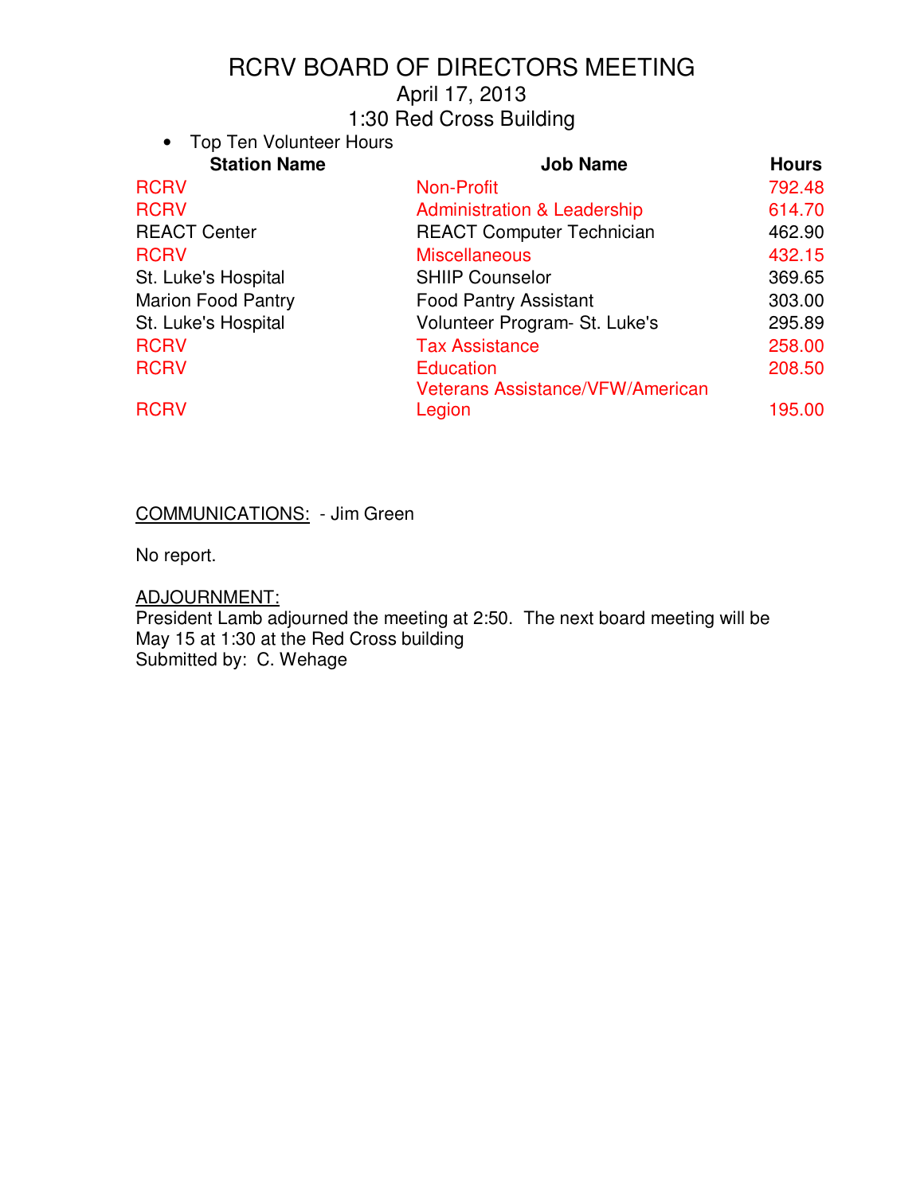# RCRV BOARD OF DIRECTORS MEETING

April 17, 2013

1:30 Red Cross Building

- Top Ten Volunteer Hours

| Station Name | Job Name | Hours |
|---|---|---|
| RCRV | Non-Profit | 792.48 |
| RCRV | Administration & Leadership | 614.70 |
| REACT Center | REACT Computer Technician | 462.90 |
| RCRV | Miscellaneous | 432.15 |
| St. Luke's Hospital | SHIIP Counselor | 369.65 |
| Marion Food Pantry | Food Pantry Assistant | 303.00 |
| St. Luke's Hospital | Volunteer Program- St. Luke's | 295.89 |
| RCRV | Tax Assistance | 258.00 |
| RCRV | Education | 208.50 |
| RCRV | Veterans Assistance/VFW/American Legion | 195.00 |

COMMUNICATIONS: - Jim Green

No report.

ADJOURNMENT:

President Lamb adjourned the meeting at 2:50. The next board meeting will be May 15 at 1:30 at the Red Cross building

Submitted by: C. Wehage